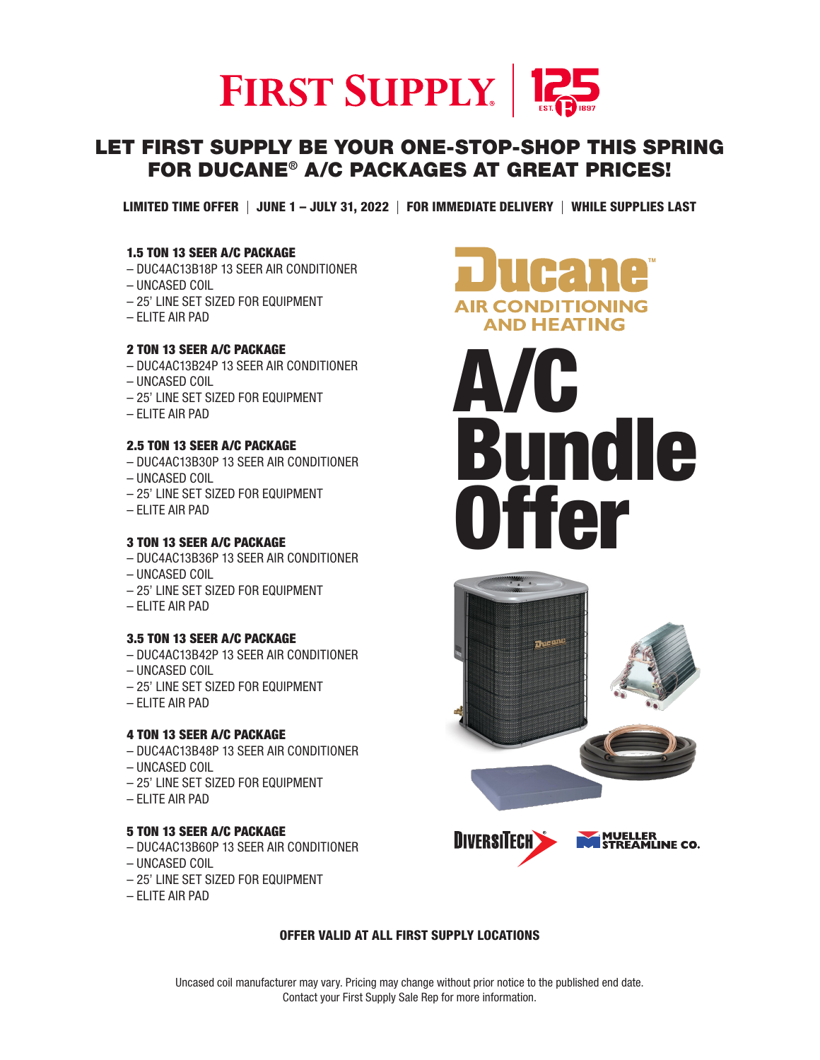# FIRST SUPPLY | 125 EST. 1897

## LET FIRST SUPPLY BE YOUR ONE-STOP-SHOP THIS SPRING FOR DUCANE® A/C PACKAGES AT GREAT PRICES!

**LIMITED TIME OFFER | JUNE 1 – JULY 31, 2022 | FOR IMMEDIATE DELIVERY | WHILE SUPPLIES LAST**

Ducane™ AIR CONDITIONING AND HEATING

# A/C Bundle Offer

### 1.5 TON 13 SEER A/C PACKAGE

- DUC4AC13B18P 13 SEER AIR CONDITIONER
- UNCASED COIL
- 25' LINE SET SIZED FOR EQUIPMENT
- ELITE AIR PAD

### 2 TON 13 SEER A/C PACKAGE

- DUC4AC13B24P 13 SEER AIR CONDITIONER
- UNCASED COIL
- 25' LINE SET SIZED FOR EQUIPMENT
- ELITE AIR PAD

### 2.5 TON 13 SEER A/C PACKAGE

- DUC4AC13B30P 13 SEER AIR CONDITIONER
- UNCASED COIL
- 25' LINE SET SIZED FOR EQUIPMENT
- ELITE AIR PAD

### 3 TON 13 SEER A/C PACKAGE

- DUC4AC13B36P 13 SEER AIR CONDITIONER
- UNCASED COIL
- 25' LINE SET SIZED FOR EQUIPMENT
- ELITE AIR PAD

### 3.5 TON 13 SEER A/C PACKAGE

- DUC4AC13B42P 13 SEER AIR CONDITIONER
- UNCASED COIL
- 25' LINE SET SIZED FOR EQUIPMENT
- ELITE AIR PAD

### 4 TON 13 SEER A/C PACKAGE

- DUC4AC13B48P 13 SEER AIR CONDITIONER
- UNCASED COIL
- 25' LINE SET SIZED FOR EQUIPMENT
- ELITE AIR PAD

### 5 TON 13 SEER A/C PACKAGE

- DUC4AC13B60P 13 SEER AIR CONDITIONER
- UNCASED COIL
- 25' LINE SET SIZED FOR EQUIPMENT
- ELITE AIR PAD

DIVERSITECH® MUELLER STREAMLINE CO.

**OFFER VALID AT ALL FIRST SUPPLY LOCATIONS**

Uncased coil manufacturer may vary. Pricing may change without prior notice to the published end date.
Contact your First Supply Sale Rep for more information.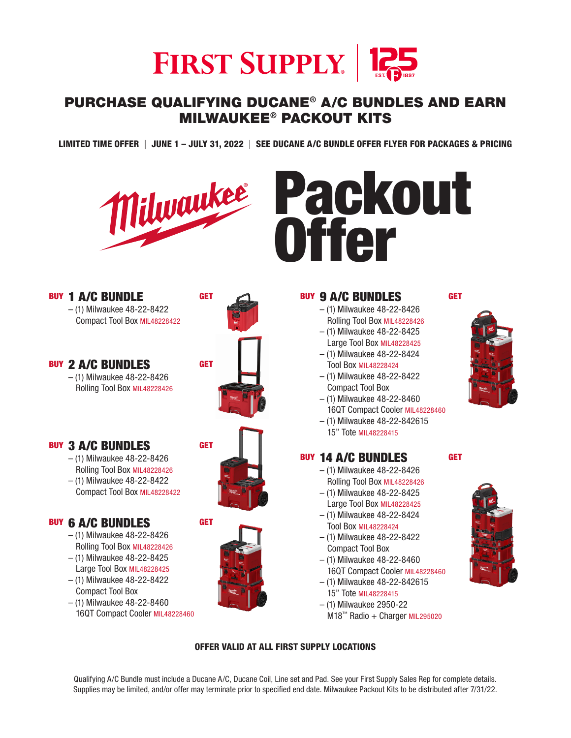# FIRST SUPPLY | 125 EST. 1897

## PURCHASE QUALIFYING DUCANE® A/C BUNDLES AND EARN MILWAUKEE® PACKOUT KITS

**LIMITED TIME OFFER | JUNE 1 – JULY 31, 2022 | SEE DUCANE A/C BUNDLE OFFER FLYER FOR PACKAGES & PRICING**

# Milwaukee® Packout Offer

### BUY 1 A/C BUNDLE — GET

- (1) Milwaukee 48-22-8422 Compact Tool Box MIL48228422

### BUY 2 A/C BUNDLES — GET

- (1) Milwaukee 48-22-8426 Rolling Tool Box MIL48228426

### BUY 3 A/C BUNDLES — GET

- (1) Milwaukee 48-22-8426 Rolling Tool Box MIL48228426
- (1) Milwaukee 48-22-8422 Compact Tool Box MIL48228422

### BUY 6 A/C BUNDLES — GET

- (1) Milwaukee 48-22-8426 Rolling Tool Box MIL48228426
- (1) Milwaukee 48-22-8425 Large Tool Box MIL48228425
- (1) Milwaukee 48-22-8422 Compact Tool Box
- (1) Milwaukee 48-22-8460 16QT Compact Cooler MIL48228460

### BUY 9 A/C BUNDLES — GET

- (1) Milwaukee 48-22-8426 Rolling Tool Box MIL48228426
- (1) Milwaukee 48-22-8425 Large Tool Box MIL48228425
- (1) Milwaukee 48-22-8424 Tool Box MIL48228424
- (1) Milwaukee 48-22-8422 Compact Tool Box
- (1) Milwaukee 48-22-8460 16QT Compact Cooler MIL48228460
- (1) Milwaukee 48-22-842615 15" Tote MIL48228415

### BUY 14 A/C BUNDLES — GET

- (1) Milwaukee 48-22-8426 Rolling Tool Box MIL48228426
- (1) Milwaukee 48-22-8425 Large Tool Box MIL48228425
- (1) Milwaukee 48-22-8424 Tool Box MIL48228424
- (1) Milwaukee 48-22-8422 Compact Tool Box
- (1) Milwaukee 48-22-8460 16QT Compact Cooler MIL48228460
- (1) Milwaukee 48-22-842615 15" Tote MIL48228415
- (1) Milwaukee 2950-22 M18™ Radio + Charger MIL295020

**OFFER VALID AT ALL FIRST SUPPLY LOCATIONS**

Qualifying A/C Bundle must include a Ducane A/C, Ducane Coil, Line set and Pad. See your First Supply Sales Rep for complete details. Supplies may be limited, and/or offer may terminate prior to specified end date. Milwaukee Packout Kits to be distributed after 7/31/22.